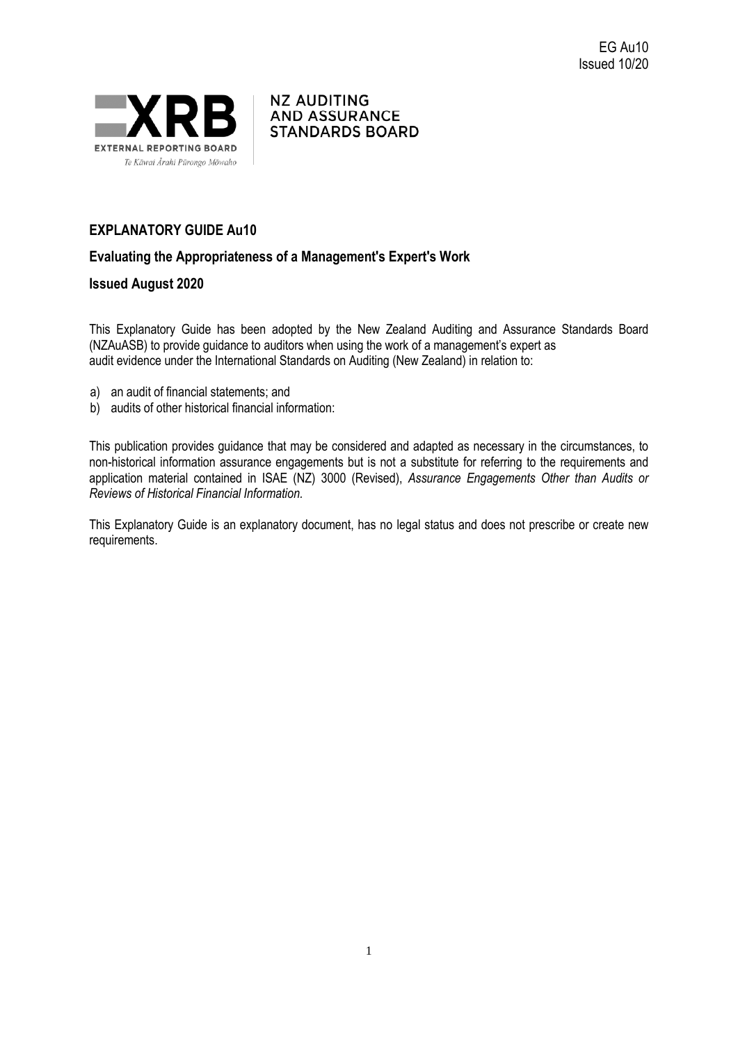EG Au10
Issued 10/20

EXTERNAL REPORTING BOARD
Te Kāwai Ārahi Pūrongo Mōwaho

NZ AUDITING AND ASSURANCE STANDARDS BOARD

## EXPLANATORY GUIDE Au10

## Evaluating the Appropriateness of a Management's Expert's Work

## Issued August 2020

This Explanatory Guide has been adopted by the New Zealand Auditing and Assurance Standards Board (NZAuASB) to provide guidance to auditors when using the work of a management's expert as audit evidence under the International Standards on Auditing (New Zealand) in relation to:

a) an audit of financial statements; and
b) audits of other historical financial information:

This publication provides guidance that may be considered and adapted as necessary in the circumstances, to non-historical information assurance engagements but is not a substitute for referring to the requirements and application material contained in ISAE (NZ) 3000 (Revised), *Assurance Engagements Other than Audits or Reviews of Historical Financial Information.*

This Explanatory Guide is an explanatory document, has no legal status and does not prescribe or create new requirements.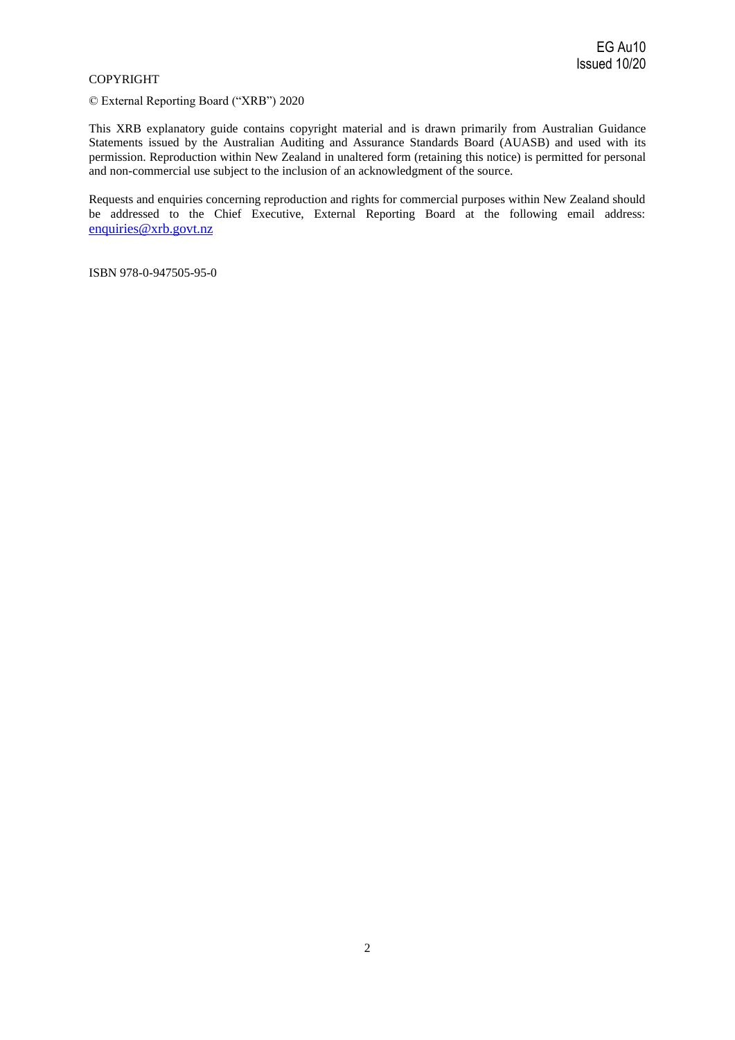COPYRIGHT

© External Reporting Board ("XRB") 2020

This XRB explanatory guide contains copyright material and is drawn primarily from Australian Guidance Statements issued by the Australian Auditing and Assurance Standards Board (AUASB) and used with its permission. Reproduction within New Zealand in unaltered form (retaining this notice) is permitted for personal and non-commercial use subject to the inclusion of an acknowledgment of the source.

Requests and enquiries concerning reproduction and rights for commercial purposes within New Zealand should be addressed to the Chief Executive, External Reporting Board at the following email address: enquiries@xrb.govt.nz

ISBN 978-0-947505-95-0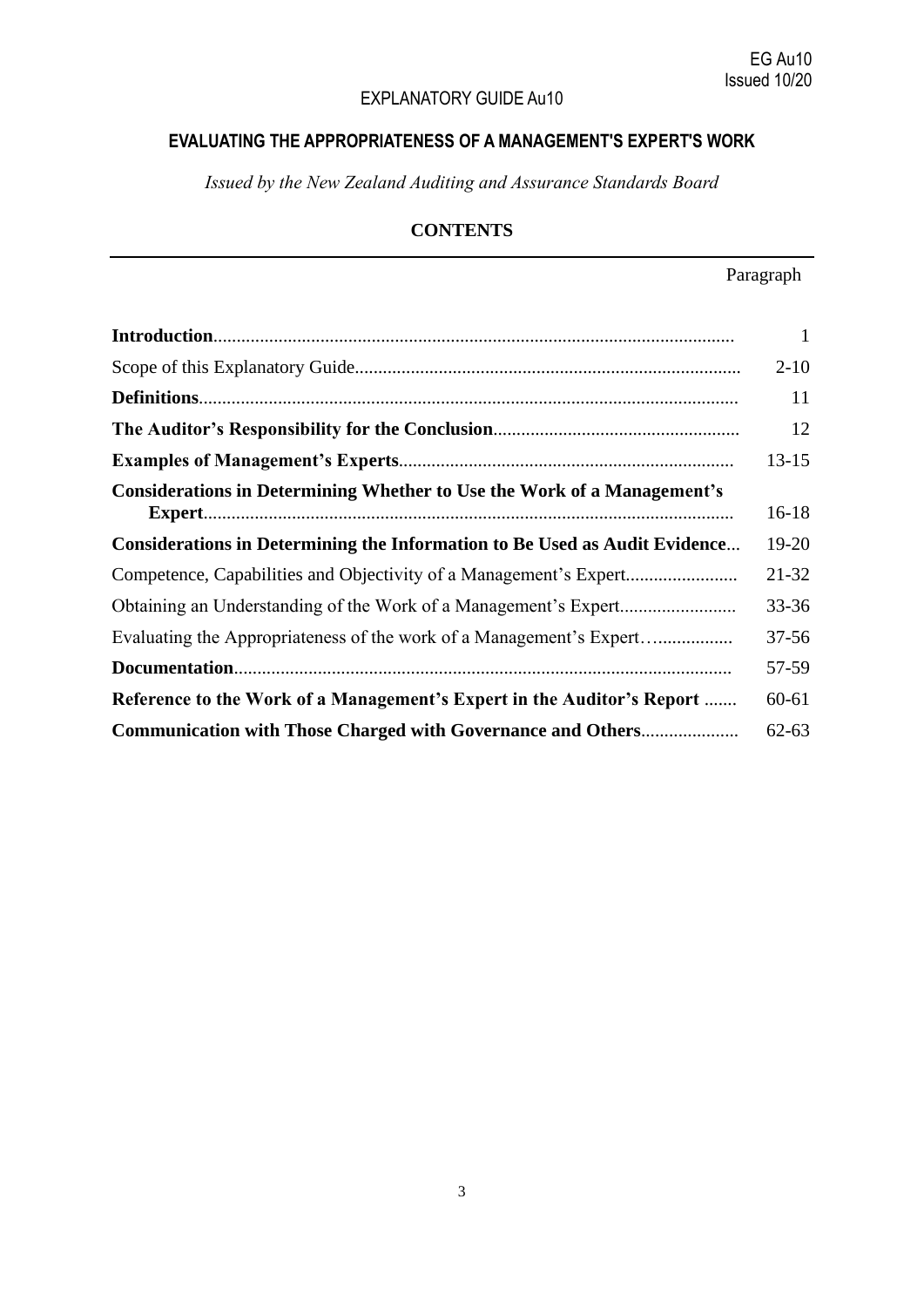EG Au10
Issued 10/20

EXPLANATORY GUIDE Au10

## EVALUATING THE APPROPRIATENESS OF A MANAGEMENT'S EXPERT'S WORK

*Issued by the New Zealand Auditing and Assurance Standards Board*

## CONTENTS

| | Paragraph |
|---|---|
| **Introduction** | 1 |
| Scope of this Explanatory Guide | 2-10 |
| **Definitions** | 11 |
| **The Auditor's Responsibility for the Conclusion** | 12 |
| **Examples of Management's Experts** | 13-15 |
| **Considerations in Determining Whether to Use the Work of a Management's Expert** | 16-18 |
| **Considerations in Determining the Information to Be Used as Audit Evidence** | 19-20 |
| Competence, Capabilities and Objectivity of a Management's Expert | 21-32 |
| Obtaining an Understanding of the Work of a Management's Expert | 33-36 |
| Evaluating the Appropriateness of the work of a Management's Expert | 37-56 |
| **Documentation** | 57-59 |
| **Reference to the Work of a Management's Expert in the Auditor's Report** | 60-61 |
| **Communication with Those Charged with Governance and Others** | 62-63 |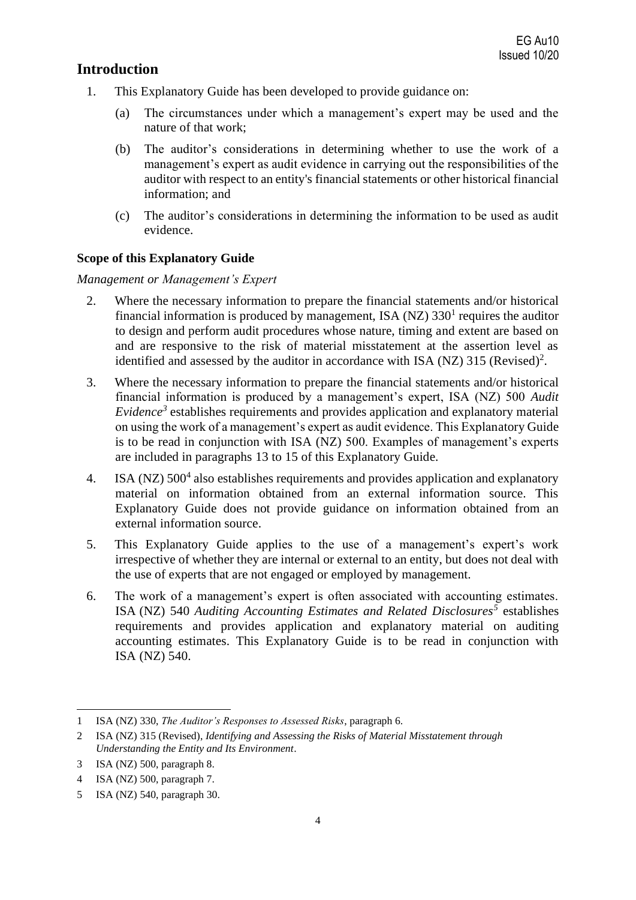# Introduction

1. This Explanatory Guide has been developed to provide guidance on:

   (a) The circumstances under which a management's expert may be used and the nature of that work;

   (b) The auditor's considerations in determining whether to use the work of a management's expert as audit evidence in carrying out the responsibilities of the auditor with respect to an entity's financial statements or other historical financial information; and

   (c) The auditor's considerations in determining the information to be used as audit evidence.

### Scope of this Explanatory Guide

*Management or Management's Expert*

2. Where the necessary information to prepare the financial statements and/or historical financial information is produced by management, ISA (NZ) 330[1] requires the auditor to design and perform audit procedures whose nature, timing and extent are based on and are responsive to the risk of material misstatement at the assertion level as identified and assessed by the auditor in accordance with ISA (NZ) 315 (Revised)[2].

3. Where the necessary information to prepare the financial statements and/or historical financial information is produced by a management's expert, ISA (NZ) 500 *Audit Evidence*[3] establishes requirements and provides application and explanatory material on using the work of a management's expert as audit evidence. This Explanatory Guide is to be read in conjunction with ISA (NZ) 500. Examples of management's experts are included in paragraphs 13 to 15 of this Explanatory Guide.

4. ISA (NZ) 500[4] also establishes requirements and provides application and explanatory material on information obtained from an external information source. This Explanatory Guide does not provide guidance on information obtained from an external information source.

5. This Explanatory Guide applies to the use of a management's expert's work irrespective of whether they are internal or external to an entity, but does not deal with the use of experts that are not engaged or employed by management.

6. The work of a management's expert is often associated with accounting estimates. ISA (NZ) 540 *Auditing Accounting Estimates and Related Disclosures*[5] establishes requirements and provides application and explanatory material on auditing accounting estimates. This Explanatory Guide is to be read in conjunction with ISA (NZ) 540.

---

1 ISA (NZ) 330, *The Auditor's Responses to Assessed Risks*, paragraph 6.

2 ISA (NZ) 315 (Revised), *Identifying and Assessing the Risks of Material Misstatement through Understanding the Entity and Its Environment*.

3 ISA (NZ) 500, paragraph 8.

4 ISA (NZ) 500, paragraph 7.

5 ISA (NZ) 540, paragraph 30.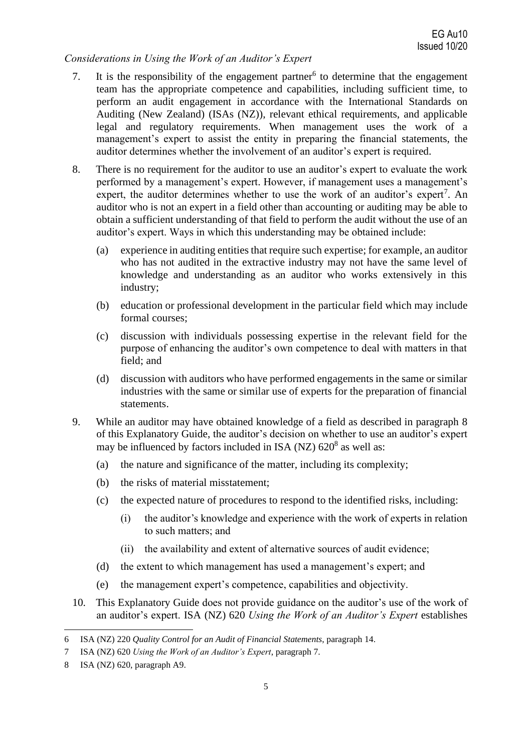*Considerations in Using the Work of an Auditor's Expert*

7. It is the responsibility of the engagement partner[6] to determine that the engagement team has the appropriate competence and capabilities, including sufficient time, to perform an audit engagement in accordance with the International Standards on Auditing (New Zealand) (ISAs (NZ)), relevant ethical requirements, and applicable legal and regulatory requirements. When management uses the work of a management's expert to assist the entity in preparing the financial statements, the auditor determines whether the involvement of an auditor's expert is required.

8. There is no requirement for the auditor to use an auditor's expert to evaluate the work performed by a management's expert. However, if management uses a management's expert, the auditor determines whether to use the work of an auditor's expert[7]. An auditor who is not an expert in a field other than accounting or auditing may be able to obtain a sufficient understanding of that field to perform the audit without the use of an auditor's expert. Ways in which this understanding may be obtained include:

   (a) experience in auditing entities that require such expertise; for example, an auditor who has not audited in the extractive industry may not have the same level of knowledge and understanding as an auditor who works extensively in this industry;

   (b) education or professional development in the particular field which may include formal courses;

   (c) discussion with individuals possessing expertise in the relevant field for the purpose of enhancing the auditor's own competence to deal with matters in that field; and

   (d) discussion with auditors who have performed engagements in the same or similar industries with the same or similar use of experts for the preparation of financial statements.

9. While an auditor may have obtained knowledge of a field as described in paragraph 8 of this Explanatory Guide, the auditor's decision on whether to use an auditor's expert may be influenced by factors included in ISA (NZ) 620[8] as well as:

   (a) the nature and significance of the matter, including its complexity;

   (b) the risks of material misstatement;

   (c) the expected nature of procedures to respond to the identified risks, including:

      (i) the auditor's knowledge and experience with the work of experts in relation to such matters; and

      (ii) the availability and extent of alternative sources of audit evidence;

   (d) the extent to which management has used a management's expert; and

   (e) the management expert's competence, capabilities and objectivity.

10. This Explanatory Guide does not provide guidance on the auditor's use of the work of an auditor's expert. ISA (NZ) 620 *Using the Work of an Auditor's Expert* establishes

---

6 ISA (NZ) 220 *Quality Control for an Audit of Financial Statements*, paragraph 14.

7 ISA (NZ) 620 *Using the Work of an Auditor's Expert*, paragraph 7.

8 ISA (NZ) 620, paragraph A9.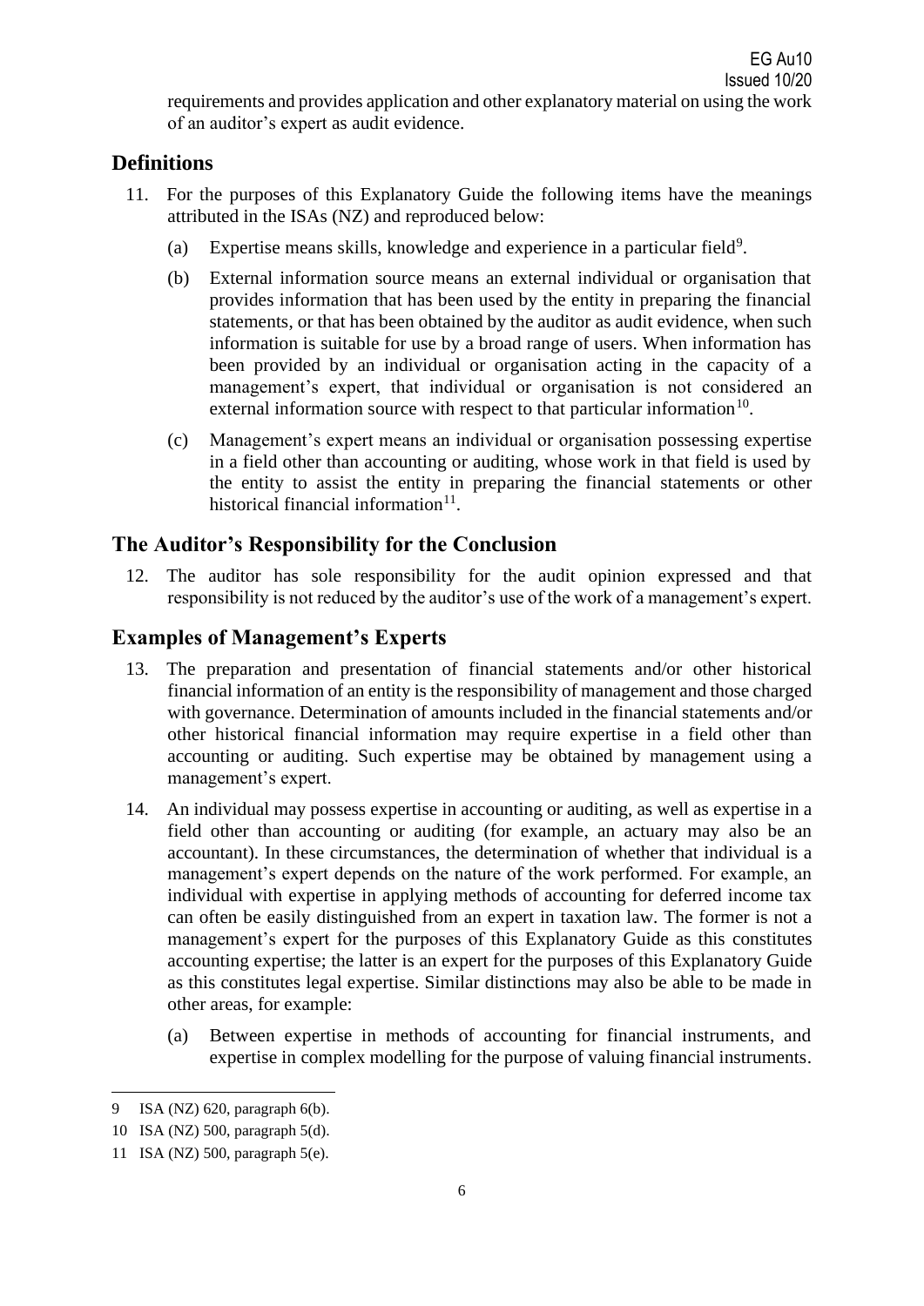requirements and provides application and other explanatory material on using the work of an auditor's expert as audit evidence.

## Definitions

11. For the purposes of this Explanatory Guide the following items have the meanings attributed in the ISAs (NZ) and reproduced below:

    (a) Expertise means skills, knowledge and experience in a particular field[9].

    (b) External information source means an external individual or organisation that provides information that has been used by the entity in preparing the financial statements, or that has been obtained by the auditor as audit evidence, when such information is suitable for use by a broad range of users. When information has been provided by an individual or organisation acting in the capacity of a management's expert, that individual or organisation is not considered an external information source with respect to that particular information[10].

    (c) Management's expert means an individual or organisation possessing expertise in a field other than accounting or auditing, whose work in that field is used by the entity to assist the entity in preparing the financial statements or other historical financial information[11].

## The Auditor's Responsibility for the Conclusion

12. The auditor has sole responsibility for the audit opinion expressed and that responsibility is not reduced by the auditor's use of the work of a management's expert.

## Examples of Management's Experts

13. The preparation and presentation of financial statements and/or other historical financial information of an entity is the responsibility of management and those charged with governance. Determination of amounts included in the financial statements and/or other historical financial information may require expertise in a field other than accounting or auditing. Such expertise may be obtained by management using a management's expert.

14. An individual may possess expertise in accounting or auditing, as well as expertise in a field other than accounting or auditing (for example, an actuary may also be an accountant). In these circumstances, the determination of whether that individual is a management's expert depends on the nature of the work performed. For example, an individual with expertise in applying methods of accounting for deferred income tax can often be easily distinguished from an expert in taxation law. The former is not a management's expert for the purposes of this Explanatory Guide as this constitutes accounting expertise; the latter is an expert for the purposes of this Explanatory Guide as this constitutes legal expertise. Similar distinctions may also be able to be made in other areas, for example:

    (a) Between expertise in methods of accounting for financial instruments, and expertise in complex modelling for the purpose of valuing financial instruments.

---

9 ISA (NZ) 620, paragraph 6(b).

10 ISA (NZ) 500, paragraph 5(d).

11 ISA (NZ) 500, paragraph 5(e).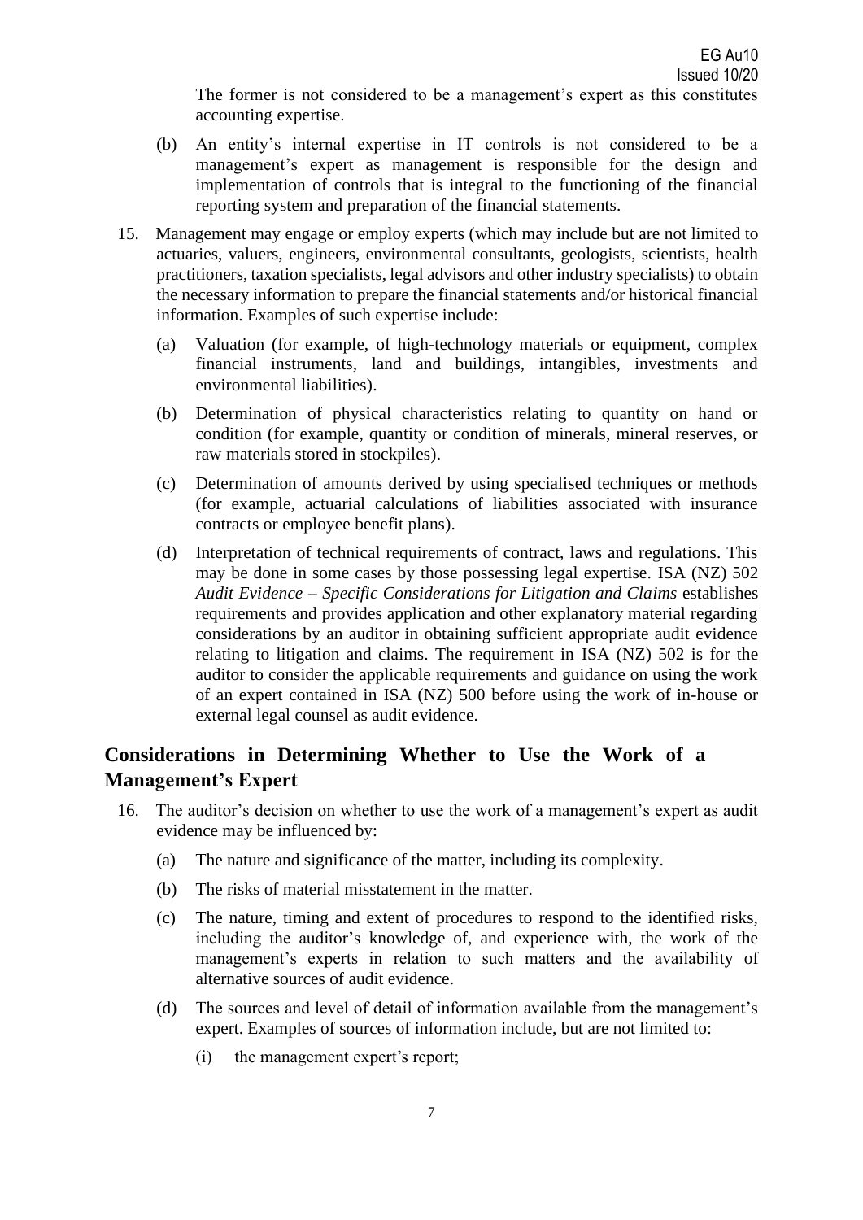The former is not considered to be a management's expert as this constitutes accounting expertise.

(b) An entity's internal expertise in IT controls is not considered to be a management's expert as management is responsible for the design and implementation of controls that is integral to the functioning of the financial reporting system and preparation of the financial statements.

15. Management may engage or employ experts (which may include but are not limited to actuaries, valuers, engineers, environmental consultants, geologists, scientists, health practitioners, taxation specialists, legal advisors and other industry specialists) to obtain the necessary information to prepare the financial statements and/or historical financial information. Examples of such expertise include:

    (a) Valuation (for example, of high-technology materials or equipment, complex financial instruments, land and buildings, intangibles, investments and environmental liabilities).

    (b) Determination of physical characteristics relating to quantity on hand or condition (for example, quantity or condition of minerals, mineral reserves, or raw materials stored in stockpiles).

    (c) Determination of amounts derived by using specialised techniques or methods (for example, actuarial calculations of liabilities associated with insurance contracts or employee benefit plans).

    (d) Interpretation of technical requirements of contract, laws and regulations. This may be done in some cases by those possessing legal expertise. ISA (NZ) 502 *Audit Evidence – Specific Considerations for Litigation and Claims* establishes requirements and provides application and other explanatory material regarding considerations by an auditor in obtaining sufficient appropriate audit evidence relating to litigation and claims. The requirement in ISA (NZ) 502 is for the auditor to consider the applicable requirements and guidance on using the work of an expert contained in ISA (NZ) 500 before using the work of in-house or external legal counsel as audit evidence.

## Considerations in Determining Whether to Use the Work of a Management's Expert

16. The auditor's decision on whether to use the work of a management's expert as audit evidence may be influenced by:

    (a) The nature and significance of the matter, including its complexity.

    (b) The risks of material misstatement in the matter.

    (c) The nature, timing and extent of procedures to respond to the identified risks, including the auditor's knowledge of, and experience with, the work of the management's experts in relation to such matters and the availability of alternative sources of audit evidence.

    (d) The sources and level of detail of information available from the management's expert. Examples of sources of information include, but are not limited to:

        (i) the management expert's report;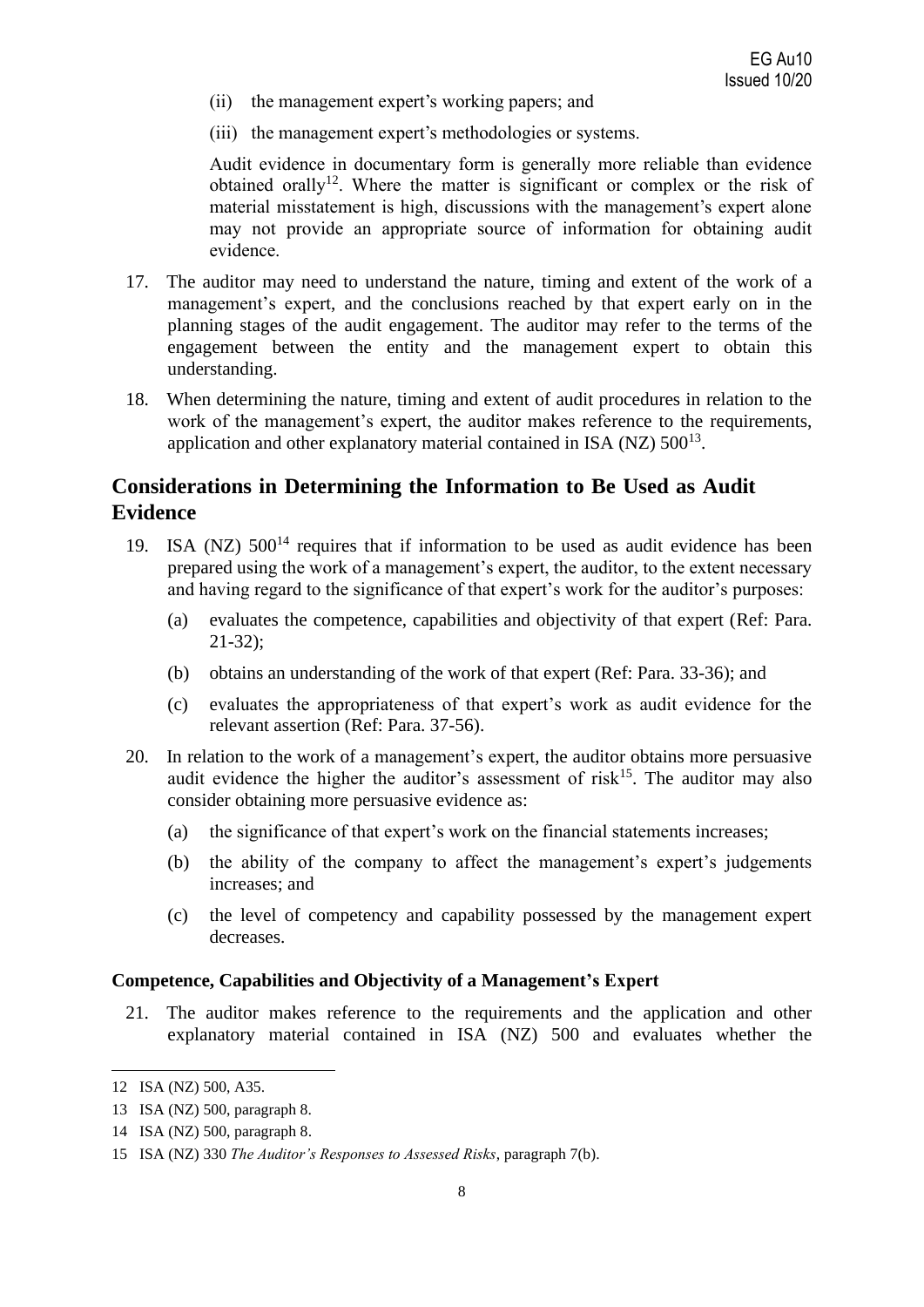(ii) the management expert's working papers; and

(iii) the management expert's methodologies or systems.

Audit evidence in documentary form is generally more reliable than evidence obtained orally[12]. Where the matter is significant or complex or the risk of material misstatement is high, discussions with the management's expert alone may not provide an appropriate source of information for obtaining audit evidence.

17. The auditor may need to understand the nature, timing and extent of the work of a management's expert, and the conclusions reached by that expert early on in the planning stages of the audit engagement. The auditor may refer to the terms of the engagement between the entity and the management expert to obtain this understanding.

18. When determining the nature, timing and extent of audit procedures in relation to the work of the management's expert, the auditor makes reference to the requirements, application and other explanatory material contained in ISA (NZ) 500[13].

## Considerations in Determining the Information to Be Used as Audit Evidence

19. ISA (NZ) 500[14] requires that if information to be used as audit evidence has been prepared using the work of a management's expert, the auditor, to the extent necessary and having regard to the significance of that expert's work for the auditor's purposes:

    (a) evaluates the competence, capabilities and objectivity of that expert (Ref: Para. 21-32);

    (b) obtains an understanding of the work of that expert (Ref: Para. 33-36); and

    (c) evaluates the appropriateness of that expert's work as audit evidence for the relevant assertion (Ref: Para. 37-56).

20. In relation to the work of a management's expert, the auditor obtains more persuasive audit evidence the higher the auditor's assessment of risk[15]. The auditor may also consider obtaining more persuasive evidence as:

    (a) the significance of that expert's work on the financial statements increases;

    (b) the ability of the company to affect the management's expert's judgements increases; and

    (c) the level of competency and capability possessed by the management expert decreases.

### Competence, Capabilities and Objectivity of a Management's Expert

21. The auditor makes reference to the requirements and the application and other explanatory material contained in ISA (NZ) 500 and evaluates whether the

---

12 ISA (NZ) 500, A35.

13 ISA (NZ) 500, paragraph 8.

14 ISA (NZ) 500, paragraph 8.

15 ISA (NZ) 330 *The Auditor's Responses to Assessed Risks*, paragraph 7(b).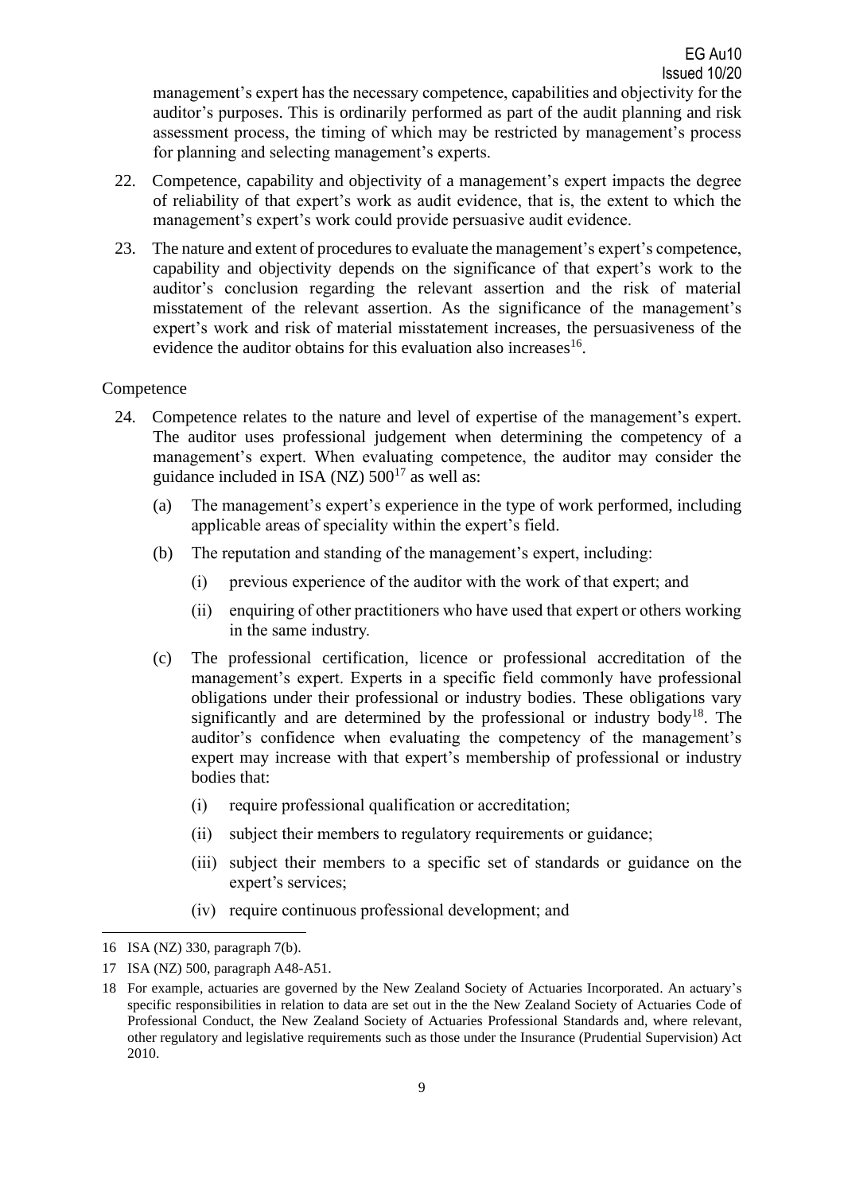management's expert has the necessary competence, capabilities and objectivity for the auditor's purposes. This is ordinarily performed as part of the audit planning and risk assessment process, the timing of which may be restricted by management's process for planning and selecting management's experts.

22. Competence, capability and objectivity of a management's expert impacts the degree of reliability of that expert's work as audit evidence, that is, the extent to which the management's expert's work could provide persuasive audit evidence.

23. The nature and extent of procedures to evaluate the management's expert's competence, capability and objectivity depends on the significance of that expert's work to the auditor's conclusion regarding the relevant assertion and the risk of material misstatement of the relevant assertion. As the significance of the management's expert's work and risk of material misstatement increases, the persuasiveness of the evidence the auditor obtains for this evaluation also increases[16].

Competence

24. Competence relates to the nature and level of expertise of the management's expert. The auditor uses professional judgement when determining the competency of a management's expert. When evaluating competence, the auditor may consider the guidance included in ISA (NZ) 500[17] as well as:

    (a) The management's expert's experience in the type of work performed, including applicable areas of speciality within the expert's field.

    (b) The reputation and standing of the management's expert, including:

        (i) previous experience of the auditor with the work of that expert; and

        (ii) enquiring of other practitioners who have used that expert or others working in the same industry.

    (c) The professional certification, licence or professional accreditation of the management's expert. Experts in a specific field commonly have professional obligations under their professional or industry bodies. These obligations vary significantly and are determined by the professional or industry body[18]. The auditor's confidence when evaluating the competency of the management's expert may increase with that expert's membership of professional or industry bodies that:

        (i) require professional qualification or accreditation;

        (ii) subject their members to regulatory requirements or guidance;

        (iii) subject their members to a specific set of standards or guidance on the expert's services;

        (iv) require continuous professional development; and

---

16 ISA (NZ) 330, paragraph 7(b).

17 ISA (NZ) 500, paragraph A48-A51.

18 For example, actuaries are governed by the New Zealand Society of Actuaries Incorporated. An actuary's specific responsibilities in relation to data are set out in the the New Zealand Society of Actuaries Code of Professional Conduct, the New Zealand Society of Actuaries Professional Standards and, where relevant, other regulatory and legislative requirements such as those under the Insurance (Prudential Supervision) Act 2010.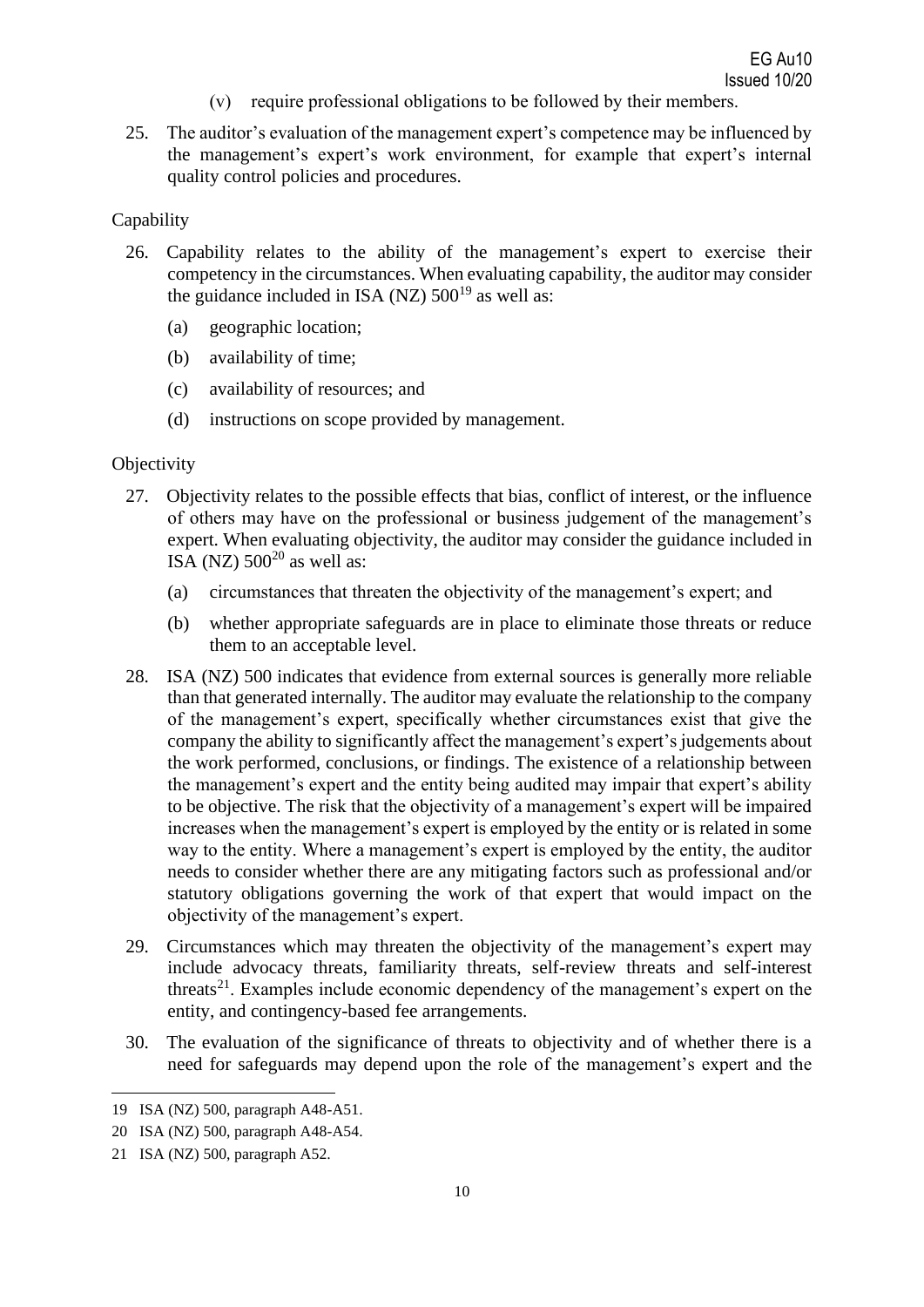(v) require professional obligations to be followed by their members.

25. The auditor's evaluation of the management expert's competence may be influenced by the management's expert's work environment, for example that expert's internal quality control policies and procedures.

Capability

26. Capability relates to the ability of the management's expert to exercise their competency in the circumstances. When evaluating capability, the auditor may consider the guidance included in ISA (NZ) 500[19] as well as:

    (a) geographic location;

    (b) availability of time;

    (c) availability of resources; and

    (d) instructions on scope provided by management.

Objectivity

27. Objectivity relates to the possible effects that bias, conflict of interest, or the influence of others may have on the professional or business judgement of the management's expert. When evaluating objectivity, the auditor may consider the guidance included in ISA (NZ) 500[20] as well as:

    (a) circumstances that threaten the objectivity of the management's expert; and

    (b) whether appropriate safeguards are in place to eliminate those threats or reduce them to an acceptable level.

28. ISA (NZ) 500 indicates that evidence from external sources is generally more reliable than that generated internally. The auditor may evaluate the relationship to the company of the management's expert, specifically whether circumstances exist that give the company the ability to significantly affect the management's expert's judgements about the work performed, conclusions, or findings. The existence of a relationship between the management's expert and the entity being audited may impair that expert's ability to be objective. The risk that the objectivity of a management's expert will be impaired increases when the management's expert is employed by the entity or is related in some way to the entity. Where a management's expert is employed by the entity, the auditor needs to consider whether there are any mitigating factors such as professional and/or statutory obligations governing the work of that expert that would impact on the objectivity of the management's expert.

29. Circumstances which may threaten the objectivity of the management's expert may include advocacy threats, familiarity threats, self-review threats and self-interest threats[21]. Examples include economic dependency of the management's expert on the entity, and contingency-based fee arrangements.

30. The evaluation of the significance of threats to objectivity and of whether there is a need for safeguards may depend upon the role of the management's expert and the

---

19 ISA (NZ) 500, paragraph A48-A51.

20 ISA (NZ) 500, paragraph A48-A54.

21 ISA (NZ) 500, paragraph A52.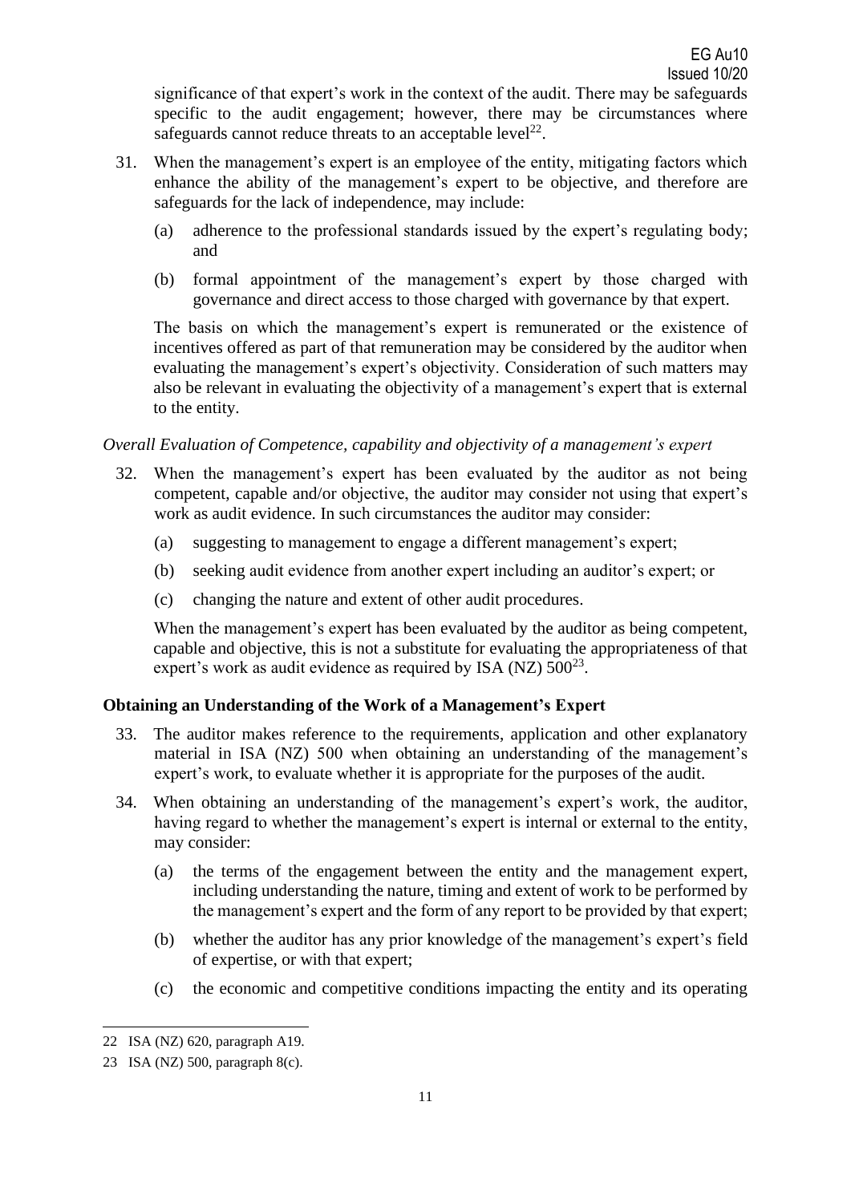significance of that expert's work in the context of the audit. There may be safeguards specific to the audit engagement; however, there may be circumstances where safeguards cannot reduce threats to an acceptable level[22].

31. When the management's expert is an employee of the entity, mitigating factors which enhance the ability of the management's expert to be objective, and therefore are safeguards for the lack of independence, may include:

    (a) adherence to the professional standards issued by the expert's regulating body; and

    (b) formal appointment of the management's expert by those charged with governance and direct access to those charged with governance by that expert.

    The basis on which the management's expert is remunerated or the existence of incentives offered as part of that remuneration may be considered by the auditor when evaluating the management's expert's objectivity. Consideration of such matters may also be relevant in evaluating the objectivity of a management's expert that is external to the entity.

*Overall Evaluation of Competence, capability and objectivity of a management's expert*

32. When the management's expert has been evaluated by the auditor as not being competent, capable and/or objective, the auditor may consider not using that expert's work as audit evidence. In such circumstances the auditor may consider:

    (a) suggesting to management to engage a different management's expert;

    (b) seeking audit evidence from another expert including an auditor's expert; or

    (c) changing the nature and extent of other audit procedures.

    When the management's expert has been evaluated by the auditor as being competent, capable and objective, this is not a substitute for evaluating the appropriateness of that expert's work as audit evidence as required by ISA (NZ) 500[23].

**Obtaining an Understanding of the Work of a Management's Expert**

33. The auditor makes reference to the requirements, application and other explanatory material in ISA (NZ) 500 when obtaining an understanding of the management's expert's work, to evaluate whether it is appropriate for the purposes of the audit.

34. When obtaining an understanding of the management's expert's work, the auditor, having regard to whether the management's expert is internal or external to the entity, may consider:

    (a) the terms of the engagement between the entity and the management expert, including understanding the nature, timing and extent of work to be performed by the management's expert and the form of any report to be provided by that expert;

    (b) whether the auditor has any prior knowledge of the management's expert's field of expertise, or with that expert;

    (c) the economic and competitive conditions impacting the entity and its operating

---

22 ISA (NZ) 620, paragraph A19.

23 ISA (NZ) 500, paragraph 8(c).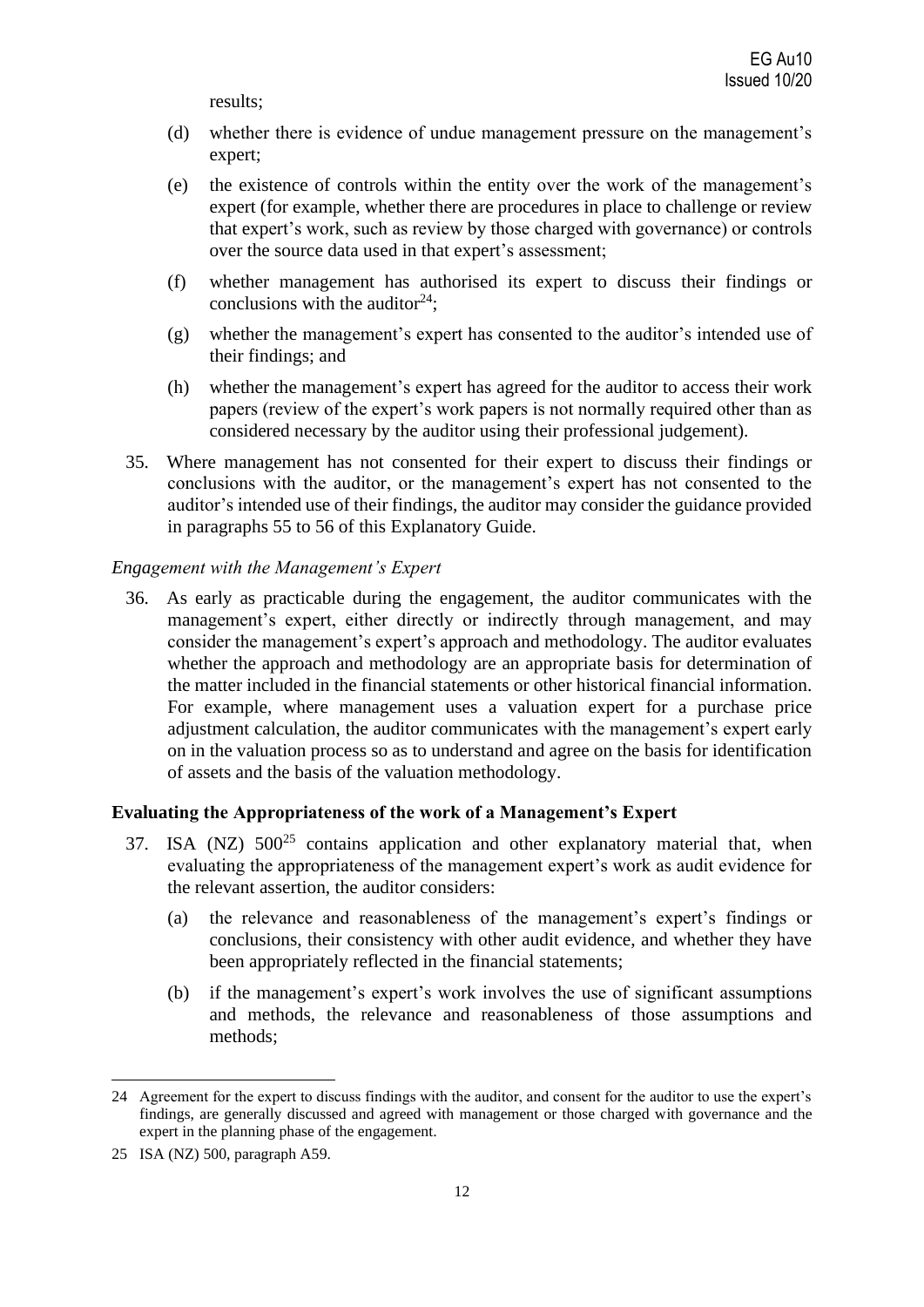results;

(d) whether there is evidence of undue management pressure on the management's expert;

(e) the existence of controls within the entity over the work of the management's expert (for example, whether there are procedures in place to challenge or review that expert's work, such as review by those charged with governance) or controls over the source data used in that expert's assessment;

(f) whether management has authorised its expert to discuss their findings or conclusions with the auditor[24];

(g) whether the management's expert has consented to the auditor's intended use of their findings; and

(h) whether the management's expert has agreed for the auditor to access their work papers (review of the expert's work papers is not normally required other than as considered necessary by the auditor using their professional judgement).

35. Where management has not consented for their expert to discuss their findings or conclusions with the auditor, or the management's expert has not consented to the auditor's intended use of their findings, the auditor may consider the guidance provided in paragraphs 55 to 56 of this Explanatory Guide.

*Engagement with the Management's Expert*

36. As early as practicable during the engagement, the auditor communicates with the management's expert, either directly or indirectly through management, and may consider the management's expert's approach and methodology. The auditor evaluates whether the approach and methodology are an appropriate basis for determination of the matter included in the financial statements or other historical financial information. For example, where management uses a valuation expert for a purchase price adjustment calculation, the auditor communicates with the management's expert early on in the valuation process so as to understand and agree on the basis for identification of assets and the basis of the valuation methodology.

**Evaluating the Appropriateness of the work of a Management's Expert**

37. ISA (NZ) 500[25] contains application and other explanatory material that, when evaluating the appropriateness of the management expert's work as audit evidence for the relevant assertion, the auditor considers:

(a) the relevance and reasonableness of the management's expert's findings or conclusions, their consistency with other audit evidence, and whether they have been appropriately reflected in the financial statements;

(b) if the management's expert's work involves the use of significant assumptions and methods, the relevance and reasonableness of those assumptions and methods;

---

24 Agreement for the expert to discuss findings with the auditor, and consent for the auditor to use the expert's findings, are generally discussed and agreed with management or those charged with governance and the expert in the planning phase of the engagement.

25 ISA (NZ) 500, paragraph A59.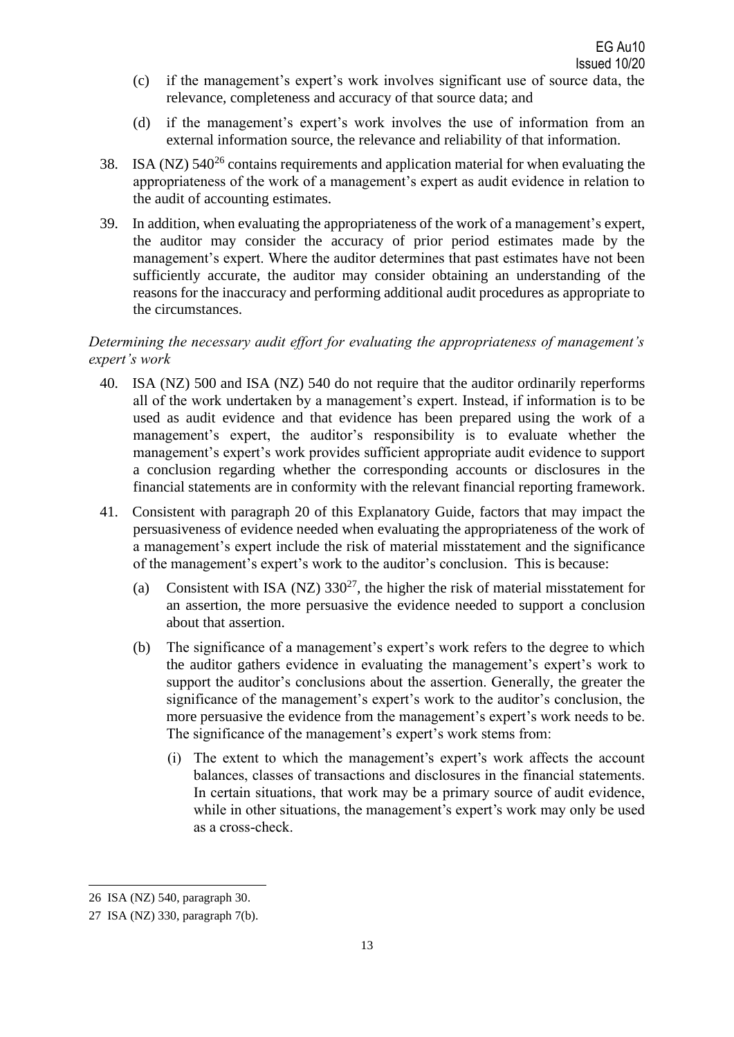(c) if the management's expert's work involves significant use of source data, the relevance, completeness and accuracy of that source data; and

(d) if the management's expert's work involves the use of information from an external information source, the relevance and reliability of that information.

38. ISA (NZ) 540[26] contains requirements and application material for when evaluating the appropriateness of the work of a management's expert as audit evidence in relation to the audit of accounting estimates.

39. In addition, when evaluating the appropriateness of the work of a management's expert, the auditor may consider the accuracy of prior period estimates made by the management's expert. Where the auditor determines that past estimates have not been sufficiently accurate, the auditor may consider obtaining an understanding of the reasons for the inaccuracy and performing additional audit procedures as appropriate to the circumstances.

*Determining the necessary audit effort for evaluating the appropriateness of management's expert's work*

40. ISA (NZ) 500 and ISA (NZ) 540 do not require that the auditor ordinarily reperforms all of the work undertaken by a management's expert. Instead, if information is to be used as audit evidence and that evidence has been prepared using the work of a management's expert, the auditor's responsibility is to evaluate whether the management's expert's work provides sufficient appropriate audit evidence to support a conclusion regarding whether the corresponding accounts or disclosures in the financial statements are in conformity with the relevant financial reporting framework.

41. Consistent with paragraph 20 of this Explanatory Guide, factors that may impact the persuasiveness of evidence needed when evaluating the appropriateness of the work of a management's expert include the risk of material misstatement and the significance of the management's expert's work to the auditor's conclusion. This is because:

    (a) Consistent with ISA (NZ) 330[27], the higher the risk of material misstatement for an assertion, the more persuasive the evidence needed to support a conclusion about that assertion.

    (b) The significance of a management's expert's work refers to the degree to which the auditor gathers evidence in evaluating the management's expert's work to support the auditor's conclusions about the assertion. Generally, the greater the significance of the management's expert's work to the auditor's conclusion, the more persuasive the evidence from the management's expert's work needs to be. The significance of the management's expert's work stems from:

        (i) The extent to which the management's expert's work affects the account balances, classes of transactions and disclosures in the financial statements. In certain situations, that work may be a primary source of audit evidence, while in other situations, the management's expert's work may only be used as a cross-check.

---

26 ISA (NZ) 540, paragraph 30.

27 ISA (NZ) 330, paragraph 7(b).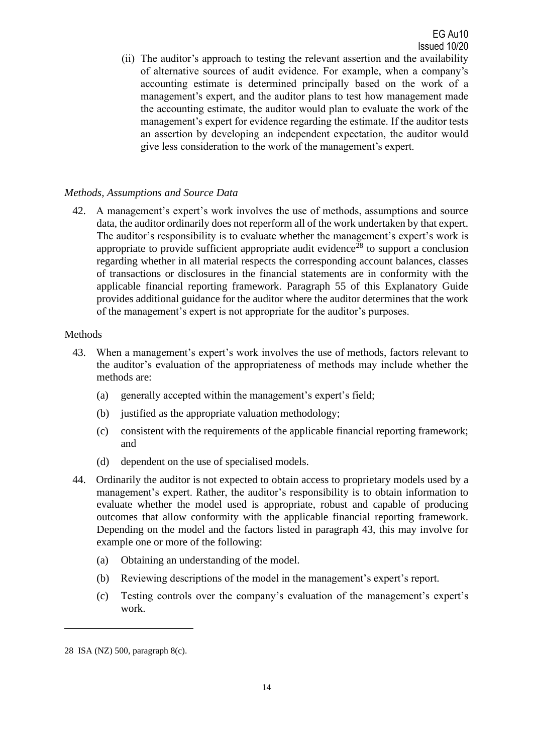(ii) The auditor's approach to testing the relevant assertion and the availability of alternative sources of audit evidence. For example, when a company's accounting estimate is determined principally based on the work of a management's expert, and the auditor plans to test how management made the accounting estimate, the auditor would plan to evaluate the work of the management's expert for evidence regarding the estimate. If the auditor tests an assertion by developing an independent expectation, the auditor would give less consideration to the work of the management's expert.

*Methods, Assumptions and Source Data*

42. A management's expert's work involves the use of methods, assumptions and source data, the auditor ordinarily does not reperform all of the work undertaken by that expert. The auditor's responsibility is to evaluate whether the management's expert's work is appropriate to provide sufficient appropriate audit evidence[28] to support a conclusion regarding whether in all material respects the corresponding account balances, classes of transactions or disclosures in the financial statements are in conformity with the applicable financial reporting framework. Paragraph 55 of this Explanatory Guide provides additional guidance for the auditor where the auditor determines that the work of the management's expert is not appropriate for the auditor's purposes.

Methods

43. When a management's expert's work involves the use of methods, factors relevant to the auditor's evaluation of the appropriateness of methods may include whether the methods are:

    (a) generally accepted within the management's expert's field;

    (b) justified as the appropriate valuation methodology;

    (c) consistent with the requirements of the applicable financial reporting framework; and

    (d) dependent on the use of specialised models.

44. Ordinarily the auditor is not expected to obtain access to proprietary models used by a management's expert. Rather, the auditor's responsibility is to obtain information to evaluate whether the model used is appropriate, robust and capable of producing outcomes that allow conformity with the applicable financial reporting framework. Depending on the model and the factors listed in paragraph 43, this may involve for example one or more of the following:

    (a) Obtaining an understanding of the model.

    (b) Reviewing descriptions of the model in the management's expert's report.

    (c) Testing controls over the company's evaluation of the management's expert's work.

---

28 ISA (NZ) 500, paragraph 8(c).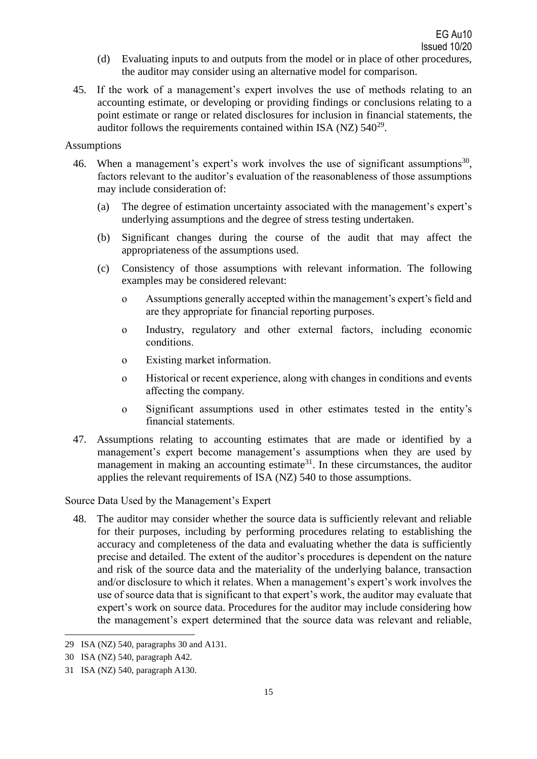(d) Evaluating inputs to and outputs from the model or in place of other procedures, the auditor may consider using an alternative model for comparison.

45. If the work of a management's expert involves the use of methods relating to an accounting estimate, or developing or providing findings or conclusions relating to a point estimate or range or related disclosures for inclusion in financial statements, the auditor follows the requirements contained within ISA (NZ) 540[29].

Assumptions

46. When a management's expert's work involves the use of significant assumptions[30], factors relevant to the auditor's evaluation of the reasonableness of those assumptions may include consideration of:

    (a) The degree of estimation uncertainty associated with the management's expert's underlying assumptions and the degree of stress testing undertaken.

    (b) Significant changes during the course of the audit that may affect the appropriateness of the assumptions used.

    (c) Consistency of those assumptions with relevant information. The following examples may be considered relevant:

    - Assumptions generally accepted within the management's expert's field and are they appropriate for financial reporting purposes.
    - Industry, regulatory and other external factors, including economic conditions.
    - Existing market information.
    - Historical or recent experience, along with changes in conditions and events affecting the company.
    - Significant assumptions used in other estimates tested in the entity's financial statements.

47. Assumptions relating to accounting estimates that are made or identified by a management's expert become management's assumptions when they are used by management in making an accounting estimate[31]. In these circumstances, the auditor applies the relevant requirements of ISA (NZ) 540 to those assumptions.

Source Data Used by the Management's Expert

48. The auditor may consider whether the source data is sufficiently relevant and reliable for their purposes, including by performing procedures relating to establishing the accuracy and completeness of the data and evaluating whether the data is sufficiently precise and detailed. The extent of the auditor's procedures is dependent on the nature and risk of the source data and the materiality of the underlying balance, transaction and/or disclosure to which it relates. When a management's expert's work involves the use of source data that is significant to that expert's work, the auditor may evaluate that expert's work on source data. Procedures for the auditor may include considering how the management's expert determined that the source data was relevant and reliable,

---

29 ISA (NZ) 540, paragraphs 30 and A131.

30 ISA (NZ) 540, paragraph A42.

31 ISA (NZ) 540, paragraph A130.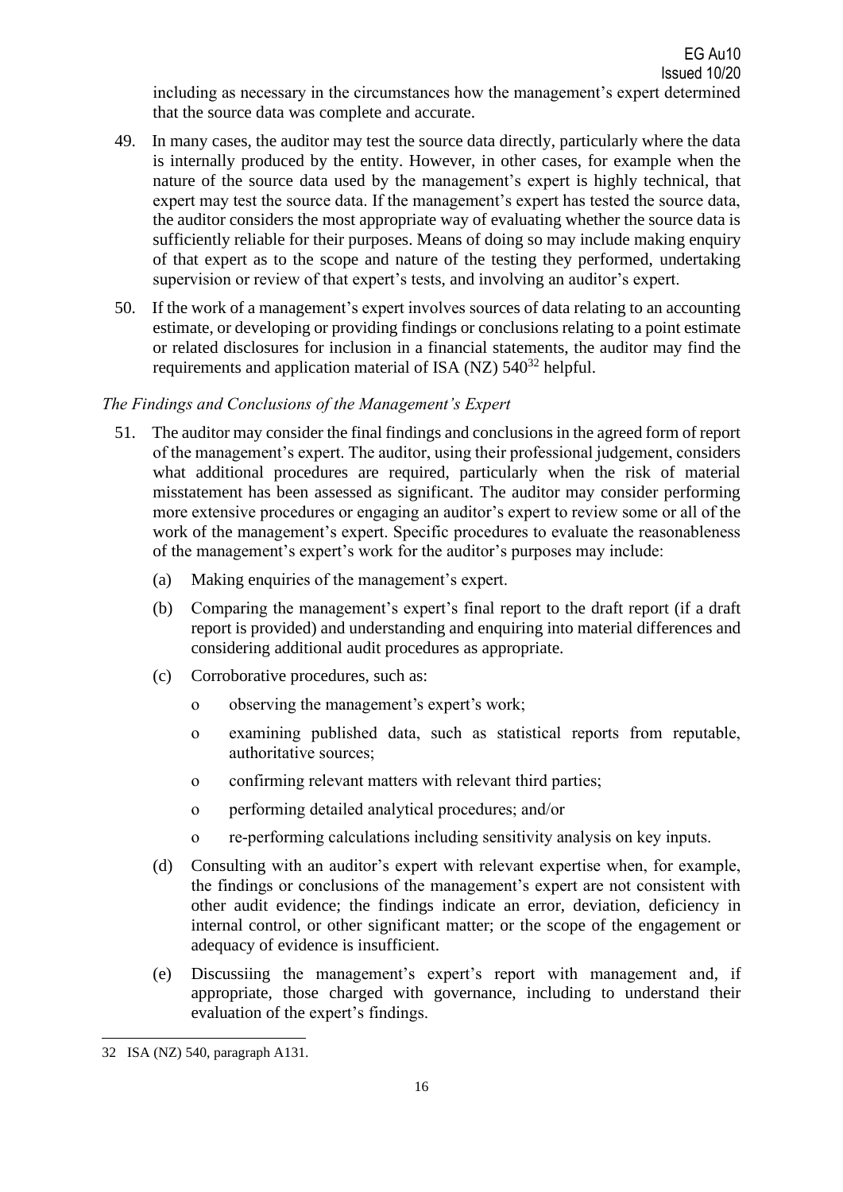including as necessary in the circumstances how the management's expert determined that the source data was complete and accurate.

49. In many cases, the auditor may test the source data directly, particularly where the data is internally produced by the entity. However, in other cases, for example when the nature of the source data used by the management's expert is highly technical, that expert may test the source data. If the management's expert has tested the source data, the auditor considers the most appropriate way of evaluating whether the source data is sufficiently reliable for their purposes. Means of doing so may include making enquiry of that expert as to the scope and nature of the testing they performed, undertaking supervision or review of that expert's tests, and involving an auditor's expert.

50. If the work of a management's expert involves sources of data relating to an accounting estimate, or developing or providing findings or conclusions relating to a point estimate or related disclosures for inclusion in a financial statements, the auditor may find the requirements and application material of ISA (NZ) 540[32] helpful.

*The Findings and Conclusions of the Management's Expert*

51. The auditor may consider the final findings and conclusions in the agreed form of report of the management's expert. The auditor, using their professional judgement, considers what additional procedures are required, particularly when the risk of material misstatement has been assessed as significant. The auditor may consider performing more extensive procedures or engaging an auditor's expert to review some or all of the work of the management's expert. Specific procedures to evaluate the reasonableness of the management's expert's work for the auditor's purposes may include:

    (a) Making enquiries of the management's expert.

    (b) Comparing the management's expert's final report to the draft report (if a draft report is provided) and understanding and enquiring into material differences and considering additional audit procedures as appropriate.

    (c) Corroborative procedures, such as:

    - observing the management's expert's work;
    - examining published data, such as statistical reports from reputable, authoritative sources;
    - confirming relevant matters with relevant third parties;
    - performing detailed analytical procedures; and/or
    - re-performing calculations including sensitivity analysis on key inputs.

    (d) Consulting with an auditor's expert with relevant expertise when, for example, the findings or conclusions of the management's expert are not consistent with other audit evidence; the findings indicate an error, deviation, deficiency in internal control, or other significant matter; or the scope of the engagement or adequacy of evidence is insufficient.

    (e) Discussiing the management's expert's report with management and, if appropriate, those charged with governance, including to understand their evaluation of the expert's findings.

---

32 ISA (NZ) 540, paragraph A131.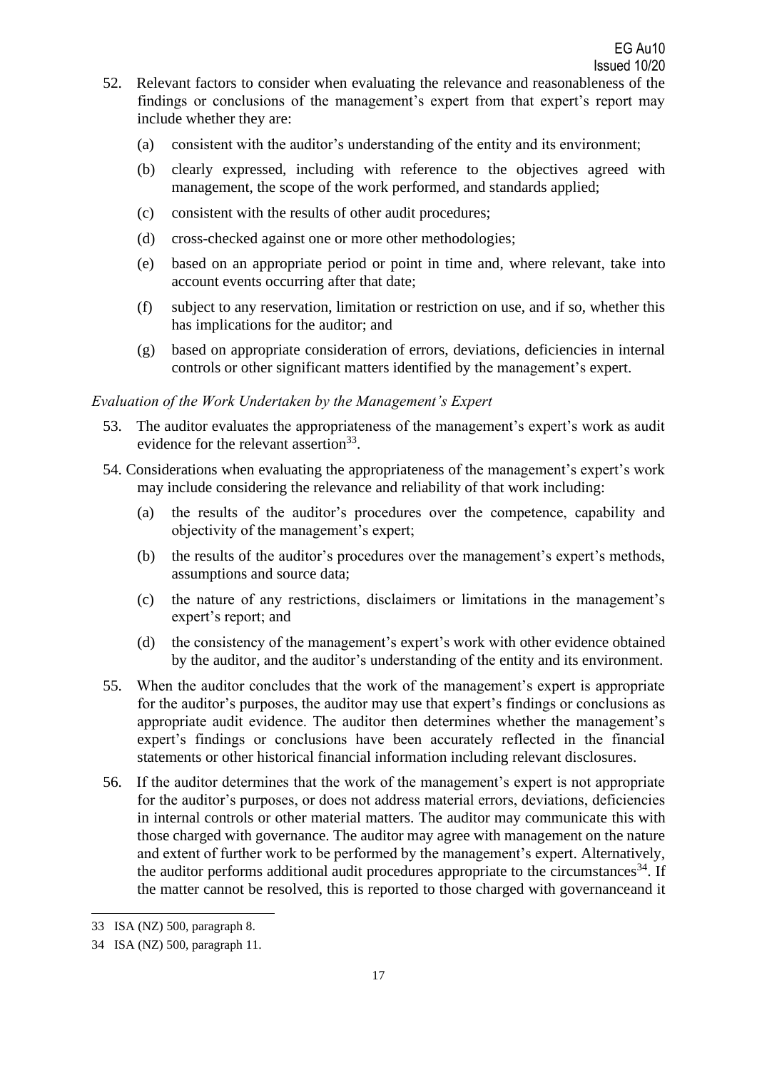52. Relevant factors to consider when evaluating the relevance and reasonableness of the findings or conclusions of the management's expert from that expert's report may include whether they are:

    (a) consistent with the auditor's understanding of the entity and its environment;

    (b) clearly expressed, including with reference to the objectives agreed with management, the scope of the work performed, and standards applied;

    (c) consistent with the results of other audit procedures;

    (d) cross-checked against one or more other methodologies;

    (e) based on an appropriate period or point in time and, where relevant, take into account events occurring after that date;

    (f) subject to any reservation, limitation or restriction on use, and if so, whether this has implications for the auditor; and

    (g) based on appropriate consideration of errors, deviations, deficiencies in internal controls or other significant matters identified by the management's expert.

*Evaluation of the Work Undertaken by the Management's Expert*

53. The auditor evaluates the appropriateness of the management's expert's work as audit evidence for the relevant assertion[33].

54. Considerations when evaluating the appropriateness of the management's expert's work may include considering the relevance and reliability of that work including:

    (a) the results of the auditor's procedures over the competence, capability and objectivity of the management's expert;

    (b) the results of the auditor's procedures over the management's expert's methods, assumptions and source data;

    (c) the nature of any restrictions, disclaimers or limitations in the management's expert's report; and

    (d) the consistency of the management's expert's work with other evidence obtained by the auditor, and the auditor's understanding of the entity and its environment.

55. When the auditor concludes that the work of the management's expert is appropriate for the auditor's purposes, the auditor may use that expert's findings or conclusions as appropriate audit evidence. The auditor then determines whether the management's expert's findings or conclusions have been accurately reflected in the financial statements or other historical financial information including relevant disclosures.

56. If the auditor determines that the work of the management's expert is not appropriate for the auditor's purposes, or does not address material errors, deviations, deficiencies in internal controls or other material matters. The auditor may communicate this with those charged with governance. The auditor may agree with management on the nature and extent of further work to be performed by the management's expert. Alternatively, the auditor performs additional audit procedures appropriate to the circumstances[34]. If the matter cannot be resolved, this is reported to those charged with governanceand it

---

33 ISA (NZ) 500, paragraph 8.

34 ISA (NZ) 500, paragraph 11.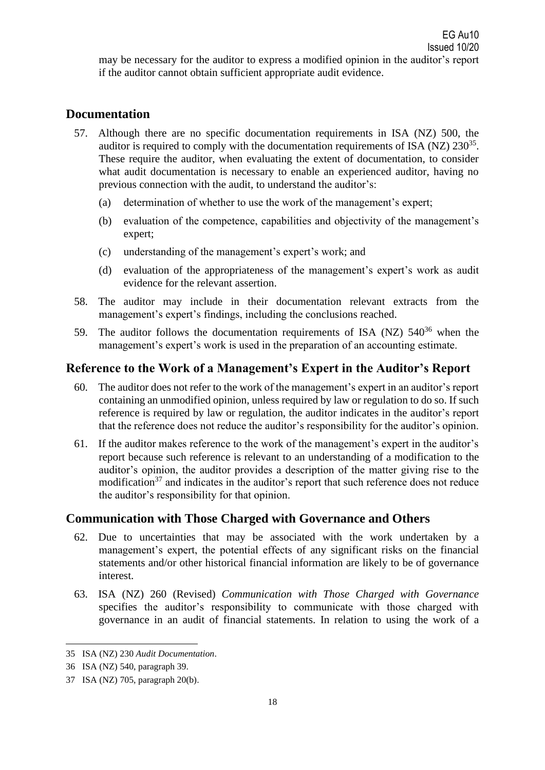may be necessary for the auditor to express a modified opinion in the auditor's report if the auditor cannot obtain sufficient appropriate audit evidence.

## Documentation

57. Although there are no specific documentation requirements in ISA (NZ) 500, the auditor is required to comply with the documentation requirements of ISA (NZ) 230[35]. These require the auditor, when evaluating the extent of documentation, to consider what audit documentation is necessary to enable an experienced auditor, having no previous connection with the audit, to understand the auditor's:

    (a) determination of whether to use the work of the management's expert;

    (b) evaluation of the competence, capabilities and objectivity of the management's expert;

    (c) understanding of the management's expert's work; and

    (d) evaluation of the appropriateness of the management's expert's work as audit evidence for the relevant assertion.

58. The auditor may include in their documentation relevant extracts from the management's expert's findings, including the conclusions reached.

59. The auditor follows the documentation requirements of ISA (NZ) 540[36] when the management's expert's work is used in the preparation of an accounting estimate.

## Reference to the Work of a Management's Expert in the Auditor's Report

60. The auditor does not refer to the work of the management's expert in an auditor's report containing an unmodified opinion, unless required by law or regulation to do so. If such reference is required by law or regulation, the auditor indicates in the auditor's report that the reference does not reduce the auditor's responsibility for the auditor's opinion.

61. If the auditor makes reference to the work of the management's expert in the auditor's report because such reference is relevant to an understanding of a modification to the auditor's opinion, the auditor provides a description of the matter giving rise to the modification[37] and indicates in the auditor's report that such reference does not reduce the auditor's responsibility for that opinion.

## Communication with Those Charged with Governance and Others

62. Due to uncertainties that may be associated with the work undertaken by a management's expert, the potential effects of any significant risks on the financial statements and/or other historical financial information are likely to be of governance interest.

63. ISA (NZ) 260 (Revised) *Communication with Those Charged with Governance* specifies the auditor's responsibility to communicate with those charged with governance in an audit of financial statements. In relation to using the work of a

---

35 ISA (NZ) 230 *Audit Documentation*.

36 ISA (NZ) 540, paragraph 39.

37 ISA (NZ) 705, paragraph 20(b).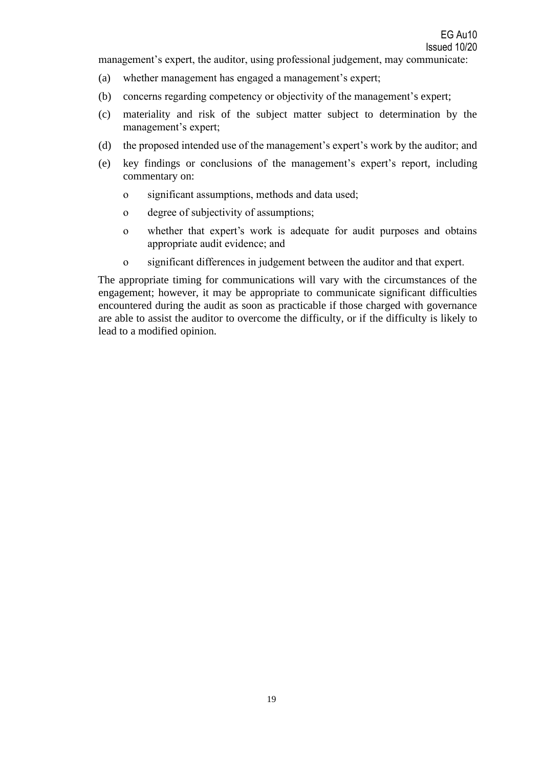management's expert, the auditor, using professional judgement, may communicate:

(a) whether management has engaged a management's expert;

(b) concerns regarding competency or objectivity of the management's expert;

(c) materiality and risk of the subject matter subject to determination by the management's expert;

(d) the proposed intended use of the management's expert's work by the auditor; and

(e) key findings or conclusions of the management's expert's report, including commentary on:

- significant assumptions, methods and data used;
- degree of subjectivity of assumptions;
- whether that expert's work is adequate for audit purposes and obtains appropriate audit evidence; and
- significant differences in judgement between the auditor and that expert.

The appropriate timing for communications will vary with the circumstances of the engagement; however, it may be appropriate to communicate significant difficulties encountered during the audit as soon as practicable if those charged with governance are able to assist the auditor to overcome the difficulty, or if the difficulty is likely to lead to a modified opinion.